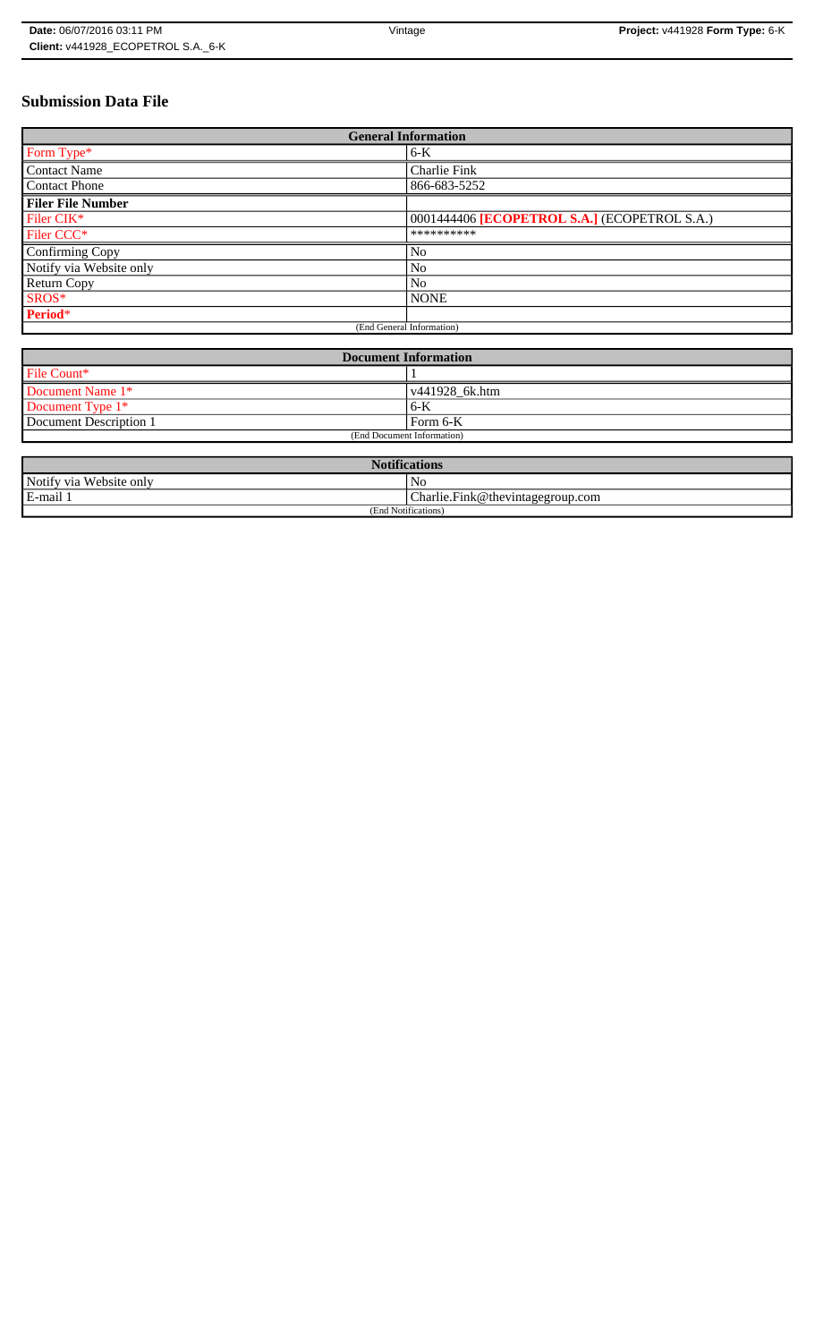# Submission Data File

| General Information | |
|---|---|
| Form Type* | 6-K |
| Contact Name | Charlie Fink |
| Contact Phone | 866-683-5252 |
| **Filer File Number** | |
| Filer CIK* | 0001444406 **[ECOPETROL S.A.]** (ECOPETROL S.A.) |
| Filer CCC* | ********** |
| Confirming Copy | No |
| Notify via Website only | No |
| Return Copy | No |
| SROS* | NONE |
| **Period*** | |
| (End General Information) | |

| Document Information | |
|---|---|
| File Count* | 1 |
| Document Name 1* | v441928_6k.htm |
| Document Type 1* | 6-K |
| Document Description 1 | Form 6-K |
| (End Document Information) | |

| Notifications | |
|---|---|
| Notify via Website only | No |
| E-mail 1 | Charlie.Fink@thevintagegroup.com |
| (End Notifications) | |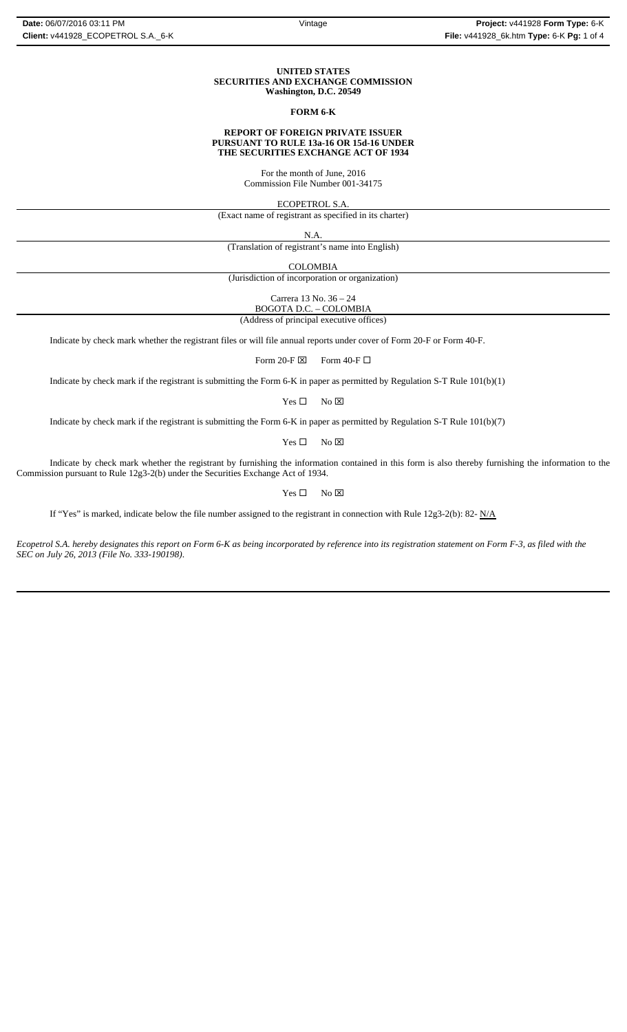**UNITED STATES**
**SECURITIES AND EXCHANGE COMMISSION**
**Washington, D.C. 20549**

**FORM 6-K**

**REPORT OF FOREIGN PRIVATE ISSUER**
**PURSUANT TO RULE 13a-16 OR 15d-16 UNDER**
**THE SECURITIES EXCHANGE ACT OF 1934**

For the month of June, 2016
Commission File Number 001-34175

ECOPETROL S.A.
(Exact name of registrant as specified in its charter)

N.A.
(Translation of registrant's name into English)

COLOMBIA
(Jurisdiction of incorporation or organization)

Carrera 13 No. 36 – 24
BOGOTA D.C. – COLOMBIA
(Address of principal executive offices)

Indicate by check mark whether the registrant files or will file annual reports under cover of Form 20-F or Form 40-F.

Form 20-F ☒ Form 40-F ☐

Indicate by check mark if the registrant is submitting the Form 6-K in paper as permitted by Regulation S-T Rule 101(b)(1)

Yes ☐ No ☒

Indicate by check mark if the registrant is submitting the Form 6-K in paper as permitted by Regulation S-T Rule 101(b)(7)

Yes ☐ No ☒

Indicate by check mark whether the registrant by furnishing the information contained in this form is also thereby furnishing the information to the Commission pursuant to Rule 12g3-2(b) under the Securities Exchange Act of 1934.

Yes ☐ No ☒

If "Yes" is marked, indicate below the file number assigned to the registrant in connection with Rule 12g3-2(b): 82- N/A

*Ecopetrol S.A. hereby designates this report on Form 6-K as being incorporated by reference into its registration statement on Form F-3, as filed with the SEC on July 26, 2013 (File No. 333-190198).*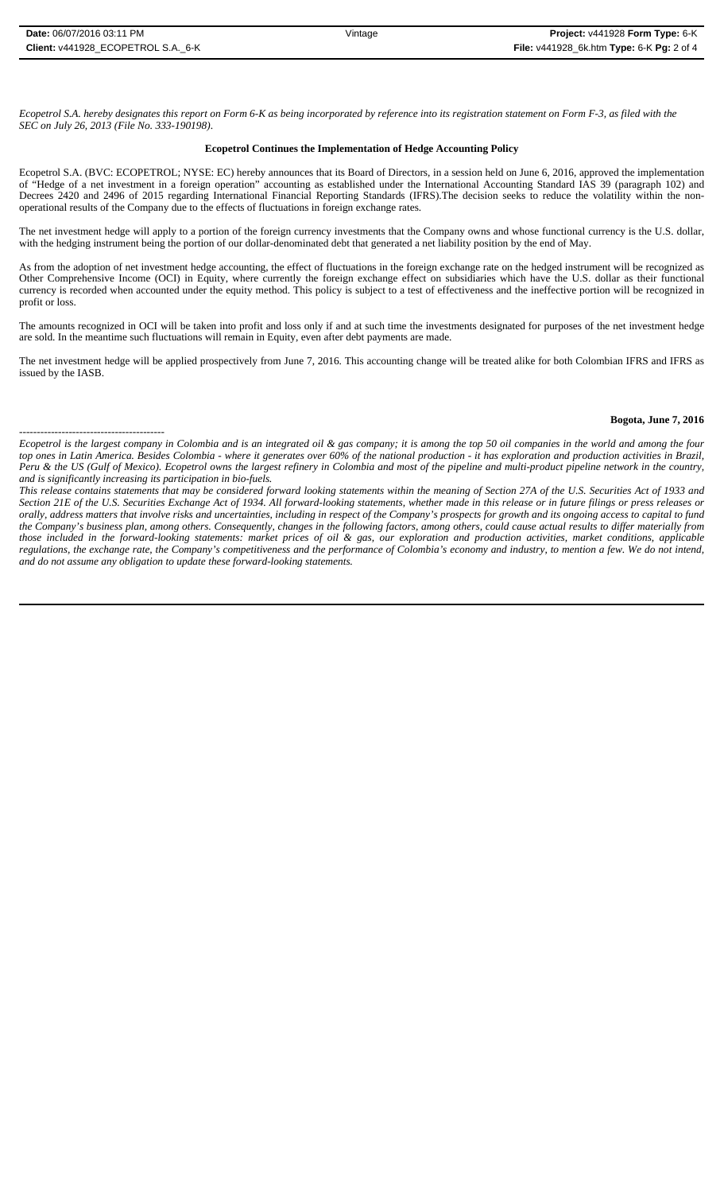*Ecopetrol S.A. hereby designates this report on Form 6-K as being incorporated by reference into its registration statement on Form F-3, as filed with the SEC on July 26, 2013 (File No. 333-190198).*

**Ecopetrol Continues the Implementation of Hedge Accounting Policy**

Ecopetrol S.A. (BVC: ECOPETROL; NYSE: EC) hereby announces that its Board of Directors, in a session held on June 6, 2016, approved the implementation of "Hedge of a net investment in a foreign operation" accounting as established under the International Accounting Standard IAS 39 (paragraph 102) and Decrees 2420 and 2496 of 2015 regarding International Financial Reporting Standards (IFRS).The decision seeks to reduce the volatility within the non-operational results of the Company due to the effects of fluctuations in foreign exchange rates.

The net investment hedge will apply to a portion of the foreign currency investments that the Company owns and whose functional currency is the U.S. dollar, with the hedging instrument being the portion of our dollar-denominated debt that generated a net liability position by the end of May.

As from the adoption of net investment hedge accounting, the effect of fluctuations in the foreign exchange rate on the hedged instrument will be recognized as Other Comprehensive Income (OCI) in Equity, where currently the foreign exchange effect on subsidiaries which have the U.S. dollar as their functional currency is recorded when accounted under the equity method. This policy is subject to a test of effectiveness and the ineffective portion will be recognized in profit or loss.

The amounts recognized in OCI will be taken into profit and loss only if and at such time the investments designated for purposes of the net investment hedge are sold. In the meantime such fluctuations will remain in Equity, even after debt payments are made.

The net investment hedge will be applied prospectively from June 7, 2016. This accounting change will be treated alike for both Colombian IFRS and IFRS as issued by the IASB.

**Bogota, June 7, 2016**

-----------------------------------------

*Ecopetrol is the largest company in Colombia and is an integrated oil & gas company; it is among the top 50 oil companies in the world and among the four top ones in Latin America. Besides Colombia - where it generates over 60% of the national production - it has exploration and production activities in Brazil, Peru & the US (Gulf of Mexico). Ecopetrol owns the largest refinery in Colombia and most of the pipeline and multi-product pipeline network in the country, and is significantly increasing its participation in bio-fuels.*

*This release contains statements that may be considered forward looking statements within the meaning of Section 27A of the U.S. Securities Act of 1933 and Section 21E of the U.S. Securities Exchange Act of 1934. All forward-looking statements, whether made in this release or in future filings or press releases or orally, address matters that involve risks and uncertainties, including in respect of the Company's prospects for growth and its ongoing access to capital to fund the Company's business plan, among others. Consequently, changes in the following factors, among others, could cause actual results to differ materially from those included in the forward-looking statements: market prices of oil & gas, our exploration and production activities, market conditions, applicable regulations, the exchange rate, the Company's competitiveness and the performance of Colombia's economy and industry, to mention a few. We do not intend, and do not assume any obligation to update these forward-looking statements.*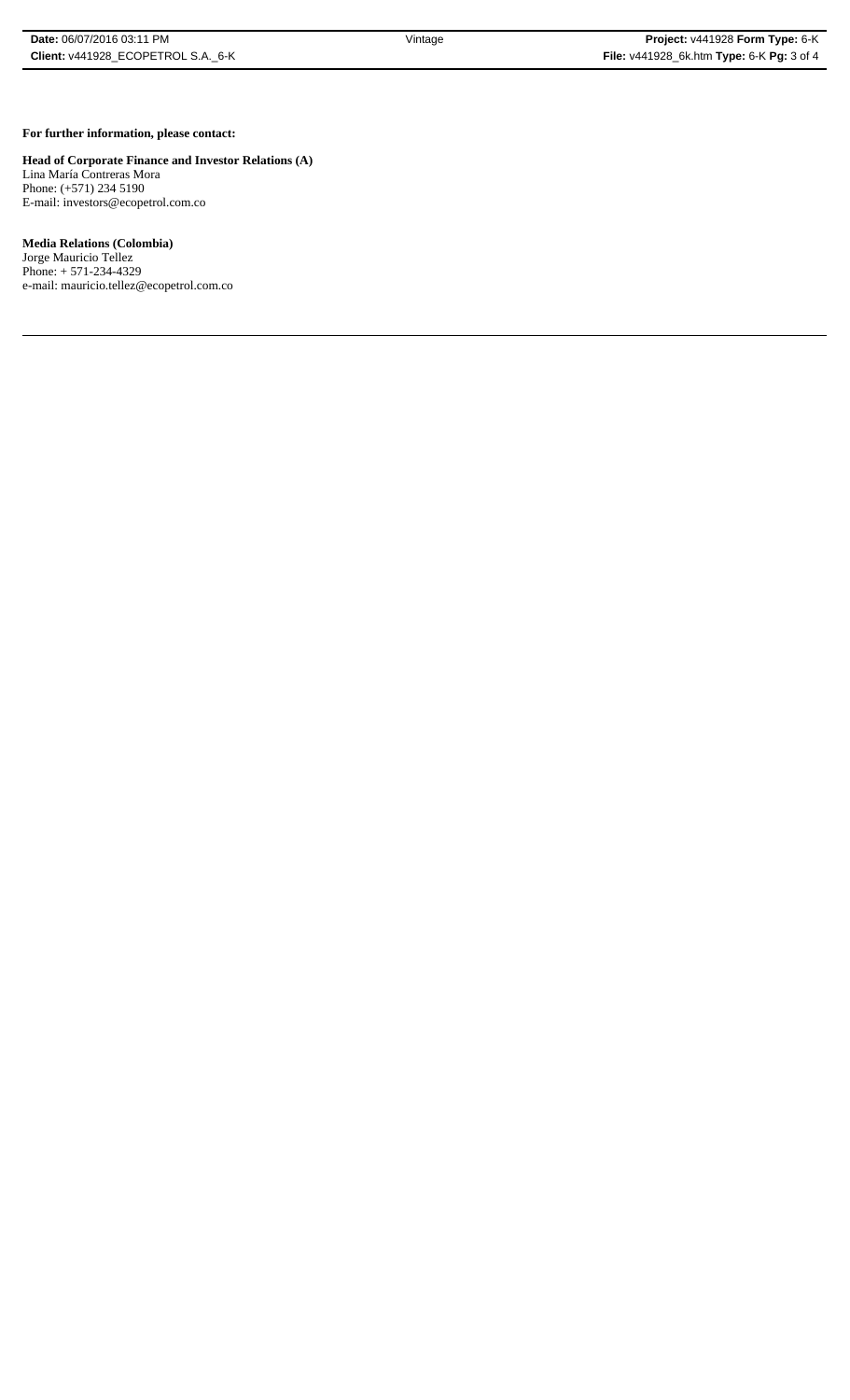**For further information, please contact:**

**Head of Corporate Finance and Investor Relations (A)**
Lina María Contreras Mora
Phone: (+571) 234 5190
E-mail: investors@ecopetrol.com.co

**Media Relations (Colombia)**
Jorge Mauricio Tellez
Phone: + 571-234-4329
e-mail: mauricio.tellez@ecopetrol.com.co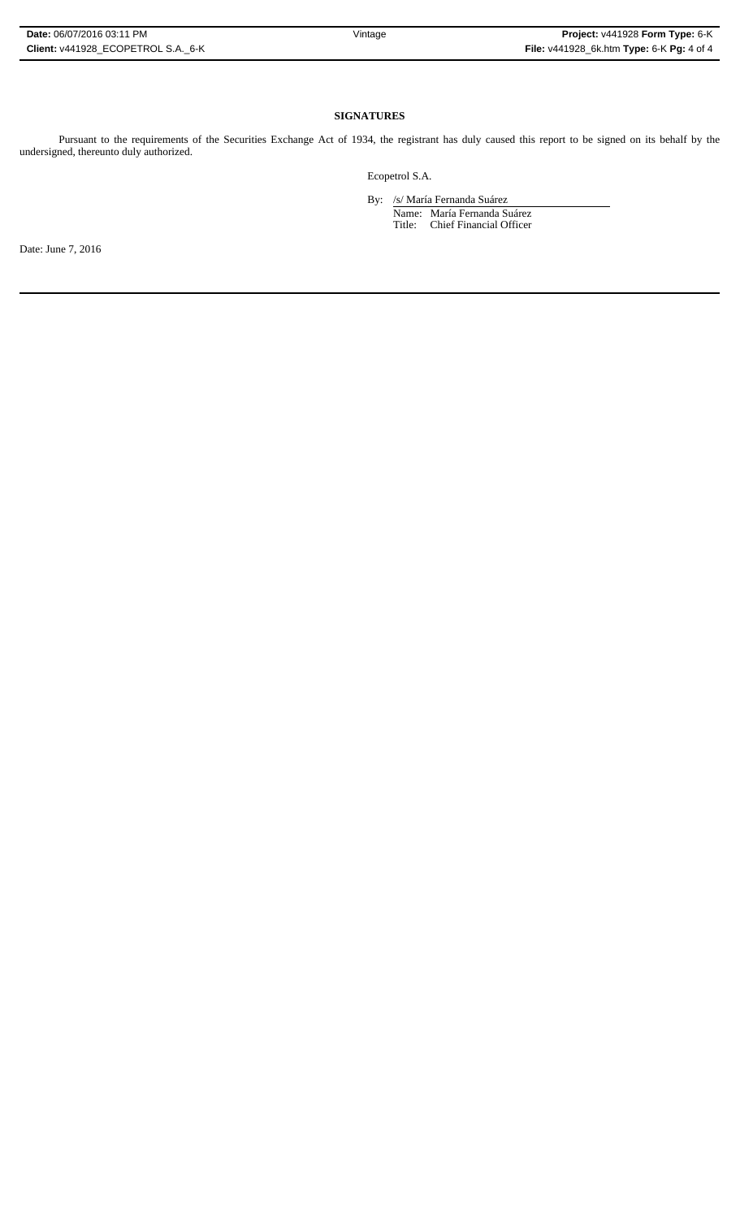**SIGNATURES**

Pursuant to the requirements of the Securities Exchange Act of 1934, the registrant has duly caused this report to be signed on its behalf by the undersigned, thereunto duly authorized.

Ecopetrol S.A.

By: /s/ María Fernanda Suárez

Name: María Fernanda Suárez

Title: Chief Financial Officer

Date: June 7, 2016